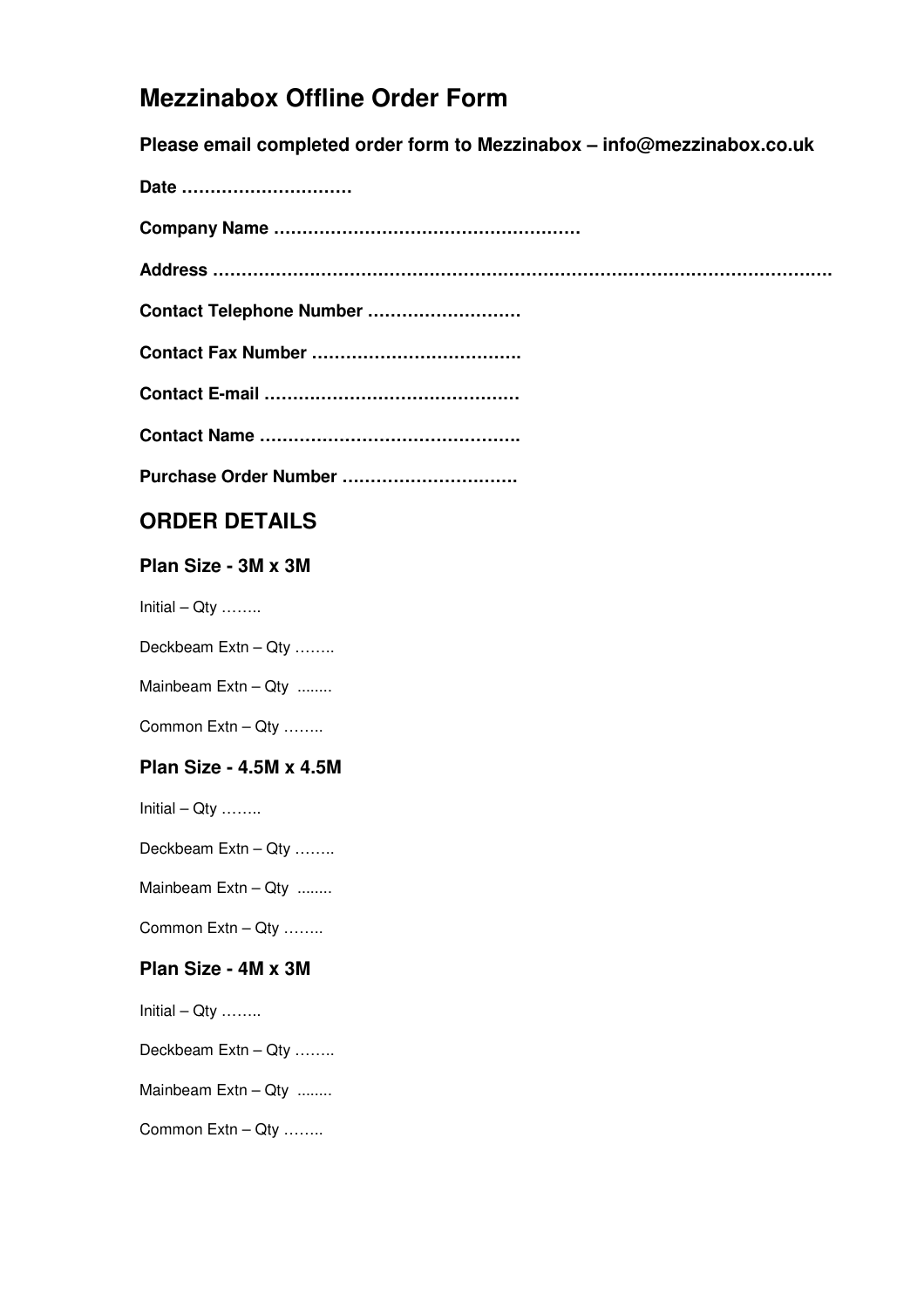# Mezzinabox Offline Order Form

**Please email completed order form to Mezzinabox – info@mezzinabox.co.uk**

**Date …………………………**

**Company Name ………………………………………………**

**Address ………………………………………………………………………………………………**

**Contact Telephone Number ………………………**

**Contact Fax Number ……………………………….**

**Contact E-mail ………………………………………**

**Contact Name ……………………………………….**

**Purchase Order Number ………………………….**

## ORDER DETAILS

### Plan Size - 3M x 3M

Initial – Qty ……..

Deckbeam Extn – Qty ……..

Mainbeam Extn – Qty ........

Common Extn – Qty ……..

### Plan Size - 4.5M x 4.5M

Initial – Qty ……..

Deckbeam Extn – Qty ……..

Mainbeam Extn – Qty ........

Common Extn – Qty ……..

### Plan Size - 4M x 3M

Initial – Qty ……..

Deckbeam Extn – Qty ……..

Mainbeam Extn – Qty ........

Common Extn – Qty ……..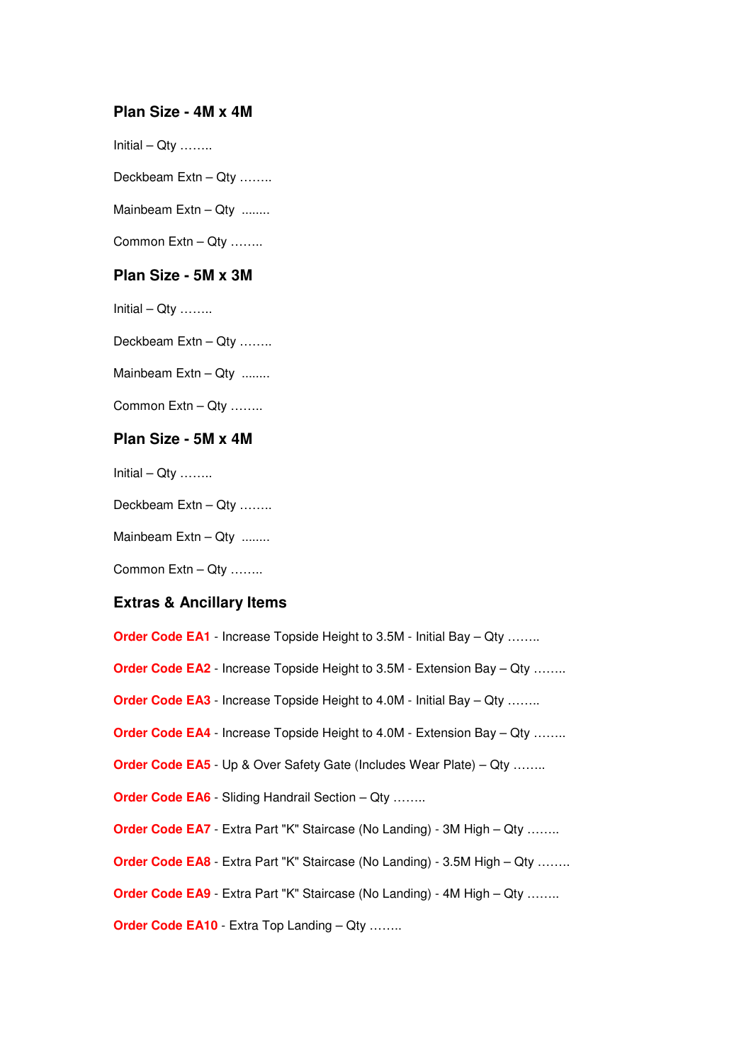## Plan Size - 4M x 4M

Initial – Qty ……..

Deckbeam Extn – Qty ……..

Mainbeam Extn – Qty ........

Common Extn – Qty ……..

## Plan Size - 5M x 3M

Initial – Qty ……..

Deckbeam Extn – Qty ……..

Mainbeam Extn – Qty ........

Common Extn – Qty ……..

## Plan Size - 5M x 4M

Initial – Qty ……..

Deckbeam Extn – Qty ……..

Mainbeam Extn – Qty ........

Common Extn – Qty ……..

## Extras & Ancillary Items

**Order Code EA1** - Increase Topside Height to 3.5M - Initial Bay – Qty ……..

**Order Code EA2** - Increase Topside Height to 3.5M - Extension Bay – Qty ……..

**Order Code EA3** - Increase Topside Height to 4.0M - Initial Bay – Qty ……..

**Order Code EA4** - Increase Topside Height to 4.0M - Extension Bay – Qty ……..

**Order Code EA5** - Up & Over Safety Gate (Includes Wear Plate) – Qty ……..

**Order Code EA6** - Sliding Handrail Section – Qty ……..

**Order Code EA7** - Extra Part "K" Staircase (No Landing) - 3M High – Qty ……..

**Order Code EA8** - Extra Part "K" Staircase (No Landing) - 3.5M High – Qty ……..

**Order Code EA9** - Extra Part "K" Staircase (No Landing) - 4M High – Qty ……..

**Order Code EA10** - Extra Top Landing – Qty ……..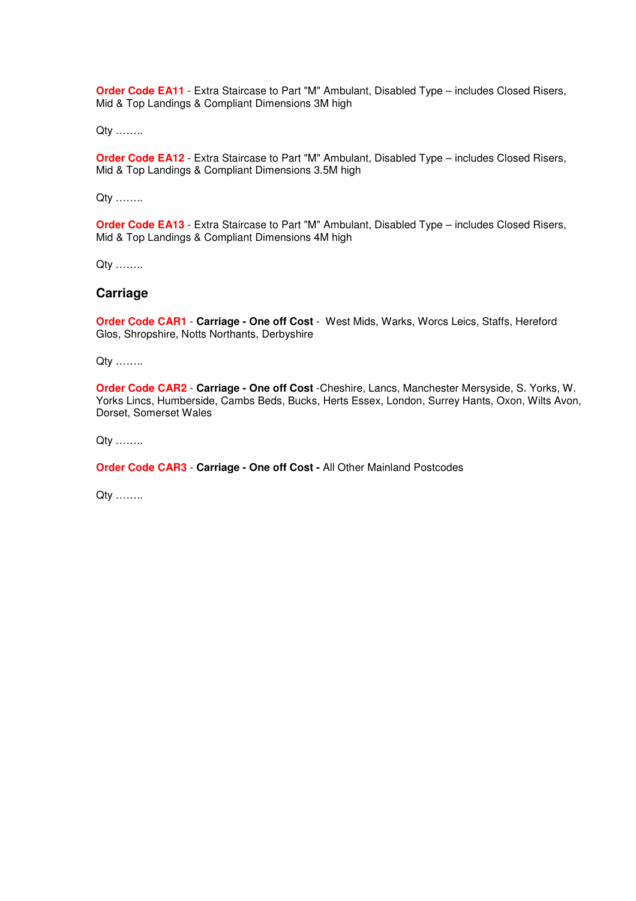**Order Code EA11** - Extra Staircase to Part "M" Ambulant, Disabled Type – includes Closed Risers, Mid & Top Landings & Compliant Dimensions 3M high

Qty ……..

**Order Code EA12** - Extra Staircase to Part "M" Ambulant, Disabled Type – includes Closed Risers, Mid & Top Landings & Compliant Dimensions 3.5M high

Qty ……..

**Order Code EA13** - Extra Staircase to Part "M" Ambulant, Disabled Type – includes Closed Risers, Mid & Top Landings & Compliant Dimensions 4M high

Qty ……..

## Carriage

**Order Code CAR1** - **Carriage - One off Cost** - West Mids, Warks, Worcs Leics, Staffs, Hereford Glos, Shropshire, Notts Northants, Derbyshire

Qty ……..

**Order Code CAR2** - **Carriage - One off Cost** -Cheshire, Lancs, Manchester Mersyside, S. Yorks, W. Yorks Lincs, Humberside, Cambs Beds, Bucks, Herts Essex, London, Surrey Hants, Oxon, Wilts Avon, Dorset, Somerset Wales

Qty ……..

**Order Code CAR3** - **Carriage - One off Cost -** All Other Mainland Postcodes

Qty ……..